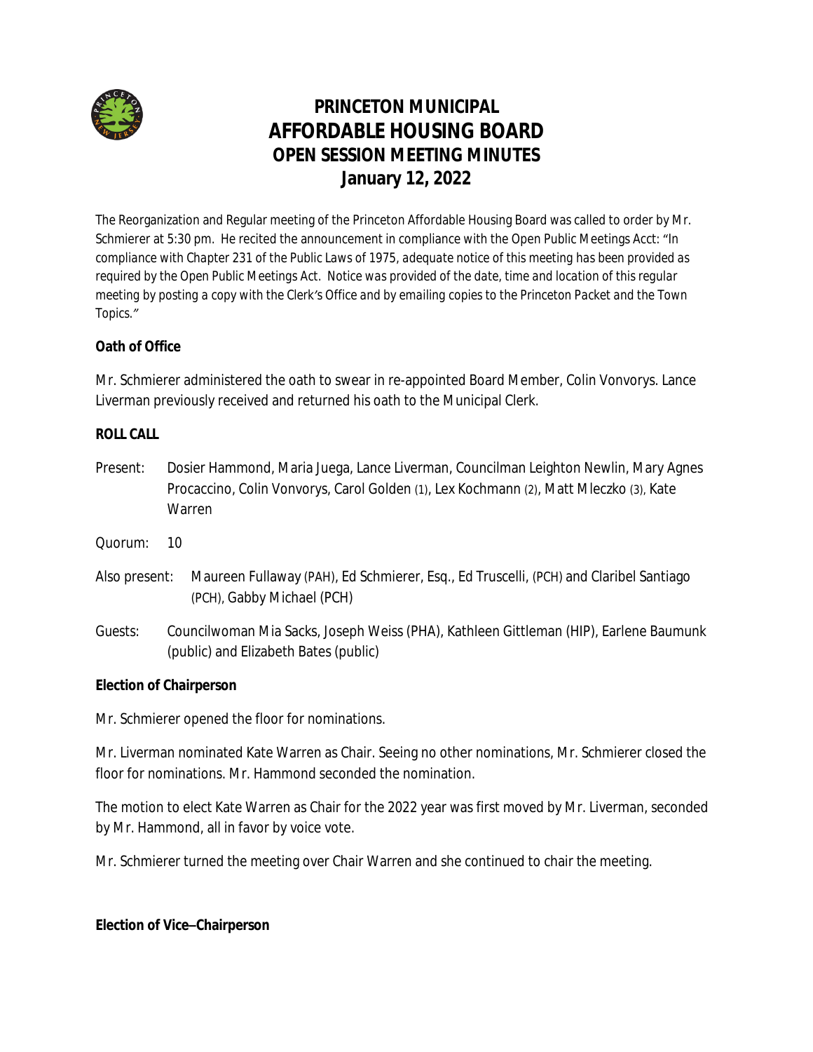# PRINCETON MUNICIPAL
# AFFORDABLE HOUSING BOARD
## OPEN SESSION MEETING MINUTES
## January 12, 2022

The Reorganization and Regular meeting of the Princeton Affordable Housing Board was called to order by Mr. Schmierer at 5:30 pm. He recited the announcement in compliance with the Open Public Meetings Acct: *"In compliance with Chapter 231 of the Public Laws of 1975, adequate notice of this meeting has been provided as required by the Open Public Meetings Act. Notice was provided of the date, time and location of this regular meeting by posting a copy with the Clerk's Office and by emailing copies to the Princeton Packet and the Town Topics."*

**Oath of Office**

Mr. Schmierer administered the oath to swear in re-appointed Board Member, Colin Vonvorys. Lance Liverman previously received and returned his oath to the Municipal Clerk.

**ROLL CALL**

Present: Dosier Hammond, Maria Juega, Lance Liverman, Councilman Leighton Newlin, Mary Agnes Procaccino, Colin Vonvorys, Carol Golden (1), Lex Kochmann (2), Matt Mleczko (3), Kate Warren

Quorum: 10

Also present: Maureen Fullaway (PAH), Ed Schmierer, Esq., Ed Truscelli, (PCH) and Claribel Santiago (PCH), Gabby Michael (PCH)

Guests: Councilwoman Mia Sacks, Joseph Weiss (PHA), Kathleen Gittleman (HIP), Earlene Baumunk (public) and Elizabeth Bates (public)

**Election of Chairperson**

Mr. Schmierer opened the floor for nominations.

Mr. Liverman nominated Kate Warren as Chair. Seeing no other nominations, Mr. Schmierer closed the floor for nominations. Mr. Hammond seconded the nomination.

The motion to elect Kate Warren as Chair for the 2022 year was first moved by Mr. Liverman, seconded by Mr. Hammond, all in favor by voice vote.

Mr. Schmierer turned the meeting over Chair Warren and she continued to chair the meeting.

**Election of Vice–Chairperson**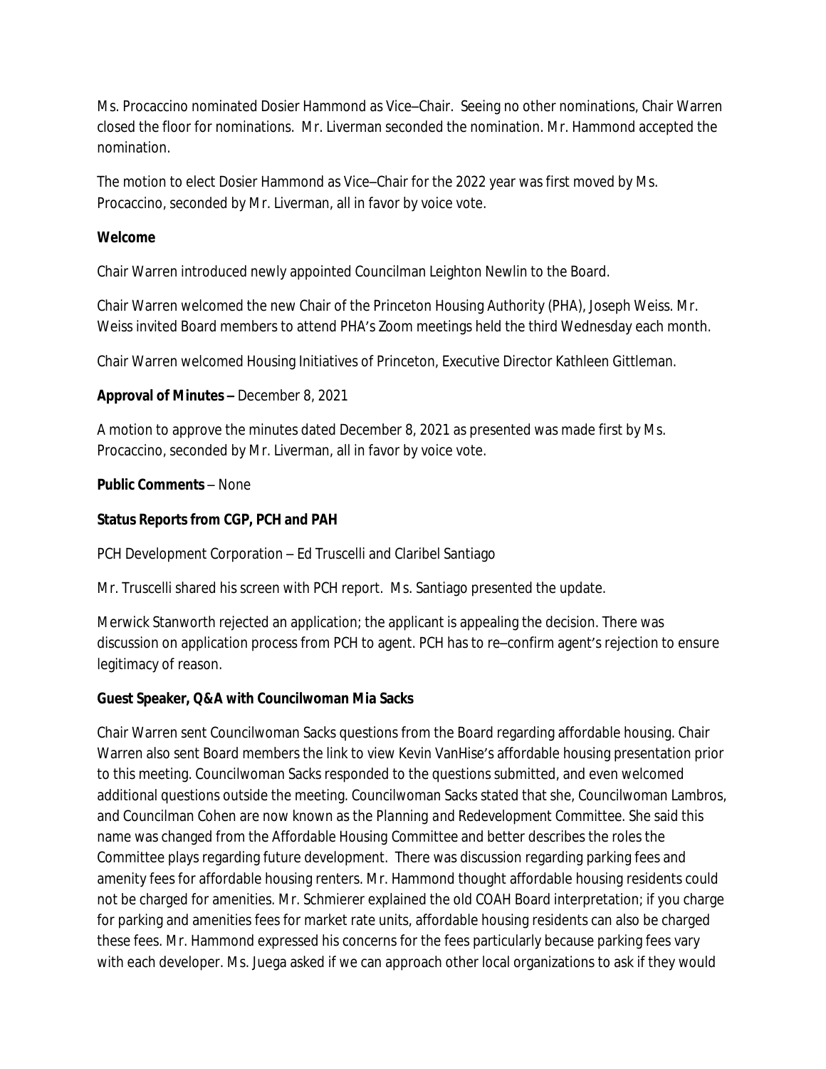Ms. Procaccino nominated Dosier Hammond as Vice–Chair. Seeing no other nominations, Chair Warren closed the floor for nominations. Mr. Liverman seconded the nomination. Mr. Hammond accepted the nomination.

The motion to elect Dosier Hammond as Vice–Chair for the 2022 year was first moved by Ms. Procaccino, seconded by Mr. Liverman, all in favor by voice vote.

**Welcome**

Chair Warren introduced newly appointed Councilman Leighton Newlin to the Board.

Chair Warren welcomed the new Chair of the Princeton Housing Authority (PHA), Joseph Weiss. Mr. Weiss invited Board members to attend PHA's Zoom meetings held the third Wednesday each month.

Chair Warren welcomed Housing Initiatives of Princeton, Executive Director Kathleen Gittleman.

**Approval of Minutes –** December 8, 2021

A motion to approve the minutes dated December 8, 2021 as presented was made first by Ms. Procaccino, seconded by Mr. Liverman, all in favor by voice vote.

**Public Comments** – None

**Status Reports from CGP, PCH and PAH**

PCH Development Corporation – Ed Truscelli and Claribel Santiago

Mr. Truscelli shared his screen with PCH report. Ms. Santiago presented the update.

Merwick Stanworth rejected an application; the applicant is appealing the decision. There was discussion on application process from PCH to agent. PCH has to re–confirm agent's rejection to ensure legitimacy of reason.

**Guest Speaker, Q&A with Councilwoman Mia Sacks**

Chair Warren sent Councilwoman Sacks questions from the Board regarding affordable housing. Chair Warren also sent Board members the link to view Kevin VanHise's affordable housing presentation prior to this meeting. Councilwoman Sacks responded to the questions submitted, and even welcomed additional questions outside the meeting. Councilwoman Sacks stated that she, Councilwoman Lambros, and Councilman Cohen are now known as the *Planning and Redevelopment Committee*. She said this name was changed from the *Affordable Housing Committee* and better describes the roles the Committee plays regarding future development. There was discussion regarding parking fees and amenity fees for affordable housing renters. Mr. Hammond thought affordable housing residents could not be charged for amenities. Mr. Schmierer explained the old COAH Board interpretation; if you charge for parking and amenities fees for market rate units, affordable housing residents can also be charged these fees. Mr. Hammond expressed his concerns for the fees particularly because parking fees vary with each developer. Ms. Juega asked if we can approach other local organizations to ask if they would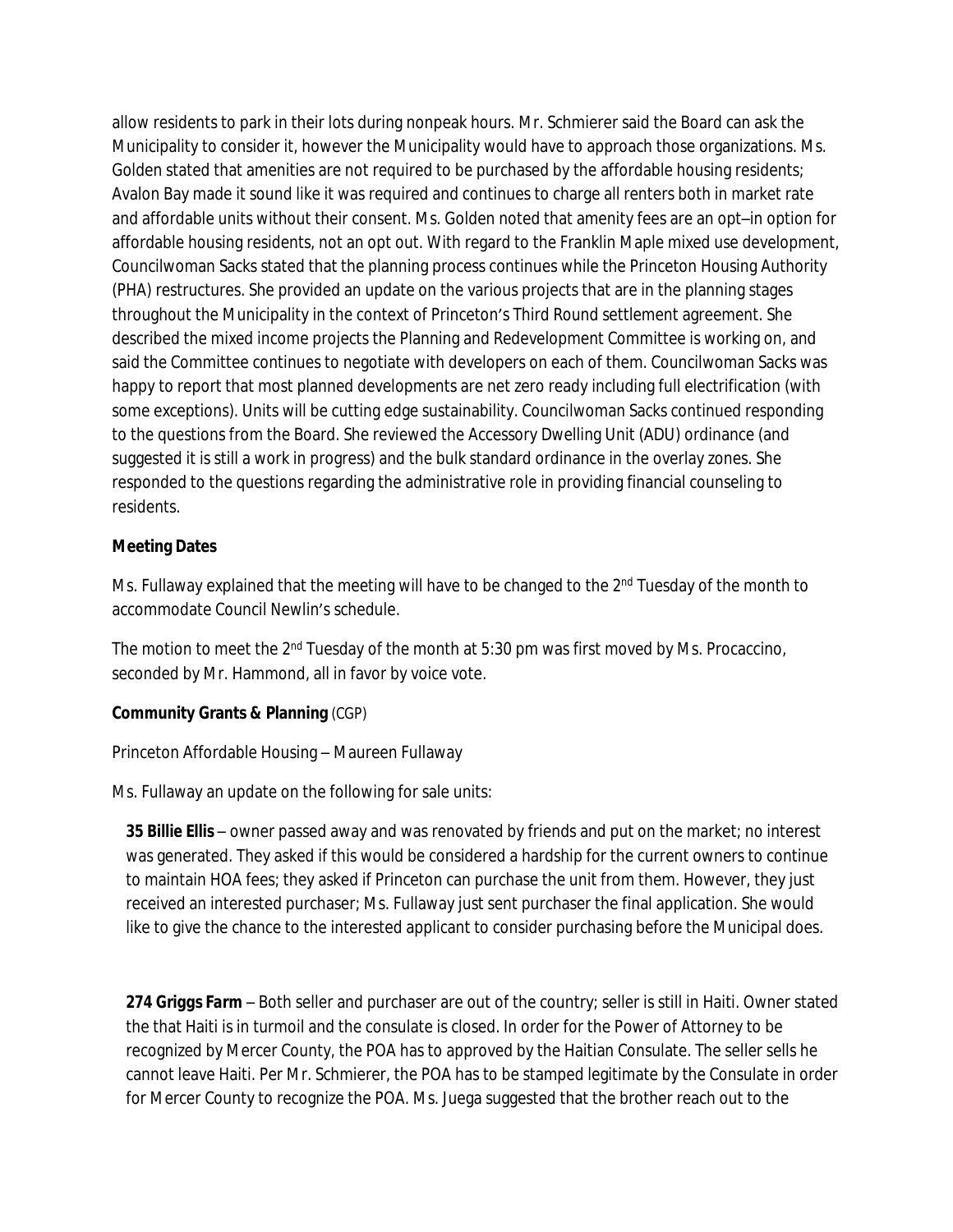allow residents to park in their lots during nonpeak hours. Mr. Schmierer said the Board can ask the Municipality to consider it, however the Municipality would have to approach those organizations. Ms. Golden stated that amenities are not required to be purchased by the affordable housing residents; Avalon Bay made it sound like it was required and continues to charge all renters both in market rate and affordable units without their consent. Ms. Golden noted that amenity fees are an opt–in option for affordable housing residents, not an opt out. With regard to the Franklin Maple mixed use development, Councilwoman Sacks stated that the planning process continues while the Princeton Housing Authority (PHA) restructures. She provided an update on the various projects that are in the planning stages throughout the Municipality in the context of Princeton's Third Round settlement agreement. She described the mixed income projects the Planning and Redevelopment Committee is working on, and said the Committee continues to negotiate with developers on each of them. Councilwoman Sacks was happy to report that most planned developments are net zero ready including full electrification (with some exceptions). Units will be cutting edge sustainability. Councilwoman Sacks continued responding to the questions from the Board. She reviewed the Accessory Dwelling Unit (ADU) ordinance (and suggested it is still a work in progress) and the bulk standard ordinance in the overlay zones. She responded to the questions regarding the administrative role in providing financial counseling to residents.

**Meeting Dates**

Ms. Fullaway explained that the meeting will have to be changed to the 2nd Tuesday of the month to accommodate Council Newlin's schedule.

The motion to meet the 2nd Tuesday of the month at 5:30 pm was first moved by Ms. Procaccino, seconded by Mr. Hammond, all in favor by voice vote.

**Community Grants & Planning** (CGP)

Princeton Affordable Housing – Maureen Fullaway

Ms. Fullaway an update on the following for sale units:

**35 Billie Ellis** – owner passed away and was renovated by friends and put on the market; no interest was generated. They asked if this would be considered a hardship for the current owners to continue to maintain HOA fees; they asked if Princeton can purchase the unit from them. However, they just received an interested purchaser; Ms. Fullaway just sent purchaser the final application. She would like to give the chance to the interested applicant to consider purchasing before the Municipal does.

**274 Griggs Farm** – Both seller and purchaser are out of the country; seller is still in Haiti. Owner stated the that Haiti is in turmoil and the consulate is closed. In order for the Power of Attorney to be recognized by Mercer County, the POA has to approved by the Haitian Consulate. The seller sells he cannot leave Haiti. Per Mr. Schmierer, the POA has to be stamped legitimate by the Consulate in order for Mercer County to recognize the POA. Ms. Juega suggested that the brother reach out to the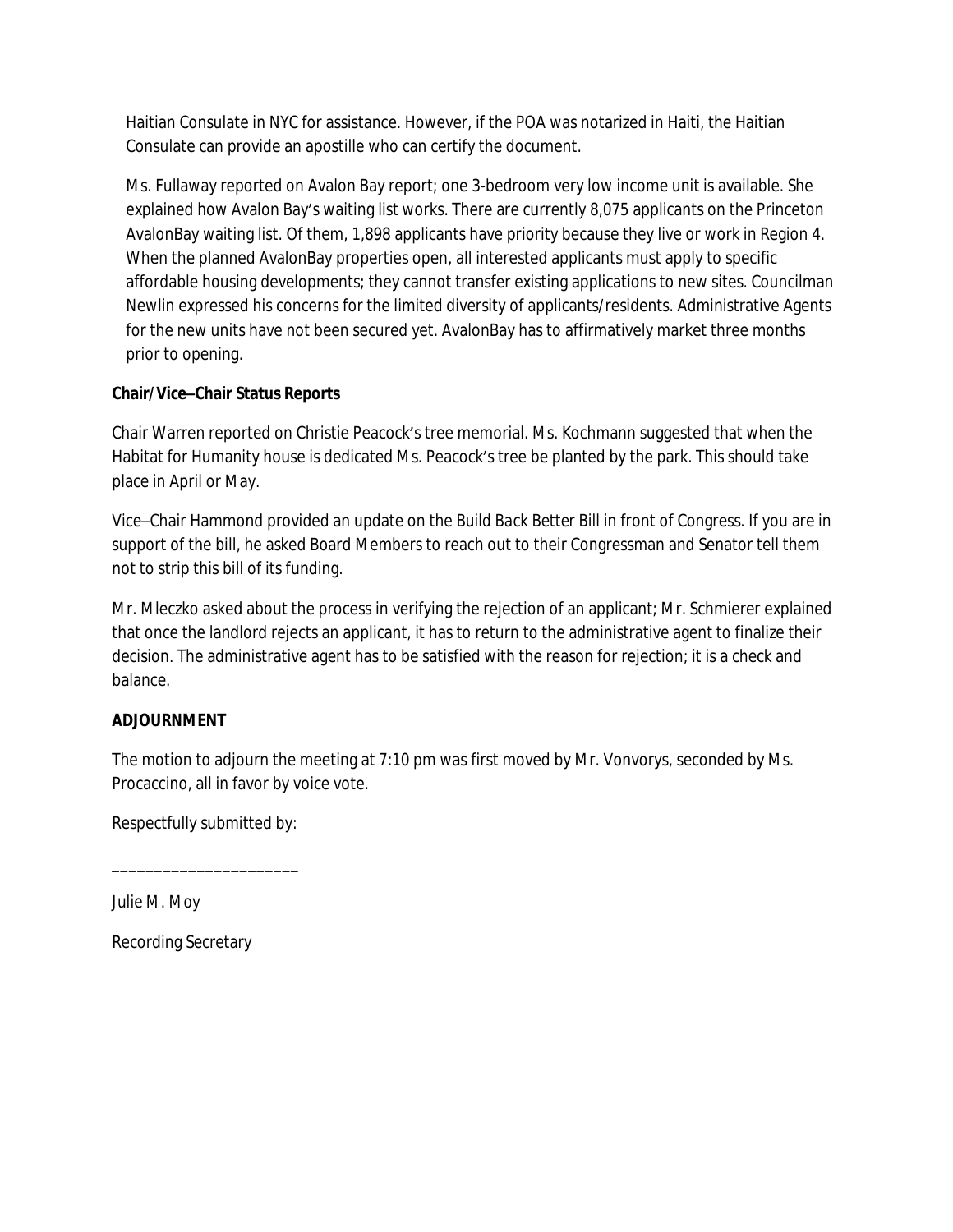Haitian Consulate in NYC for assistance. However, if the POA was notarized in Haiti, the Haitian Consulate can provide an apostille who can certify the document.

Ms. Fullaway reported on Avalon Bay report; one 3-bedroom very low income unit is available. She explained how Avalon Bay's waiting list works. There are currently 8,075 applicants on the Princeton AvalonBay waiting list. Of them, 1,898 applicants have priority because they live or work in Region 4. When the planned AvalonBay properties open, all interested applicants must apply to specific affordable housing developments; they cannot transfer existing applications to new sites. Councilman Newlin expressed his concerns for the limited diversity of applicants/residents. Administrative Agents for the new units have not been secured yet. AvalonBay has to affirmatively market three months prior to opening.

**Chair/Vice–Chair Status Reports**

Chair Warren reported on Christie Peacock's tree memorial. Ms. Kochmann suggested that when the Habitat for Humanity house is dedicated Ms. Peacock's tree be planted by the park. This should take place in April or May.

Vice–Chair Hammond provided an update on the Build Back Better Bill in front of Congress. If you are in support of the bill, he asked Board Members to reach out to their Congressman and Senator tell them not to strip this bill of its funding.

Mr. Mleczko asked about the process in verifying the rejection of an applicant; Mr. Schmierer explained that once the landlord rejects an applicant, it has to return to the administrative agent to finalize their decision. The administrative agent has to be satisfied with the reason for rejection; it is a check and balance.

**ADJOURNMENT**

The motion to adjourn the meeting at 7:10 pm was first moved by Mr. Vonvorys, seconded by Ms. Procaccino, all in favor by voice vote.

Respectfully submitted by:

______________________

Julie M. Moy

Recording Secretary